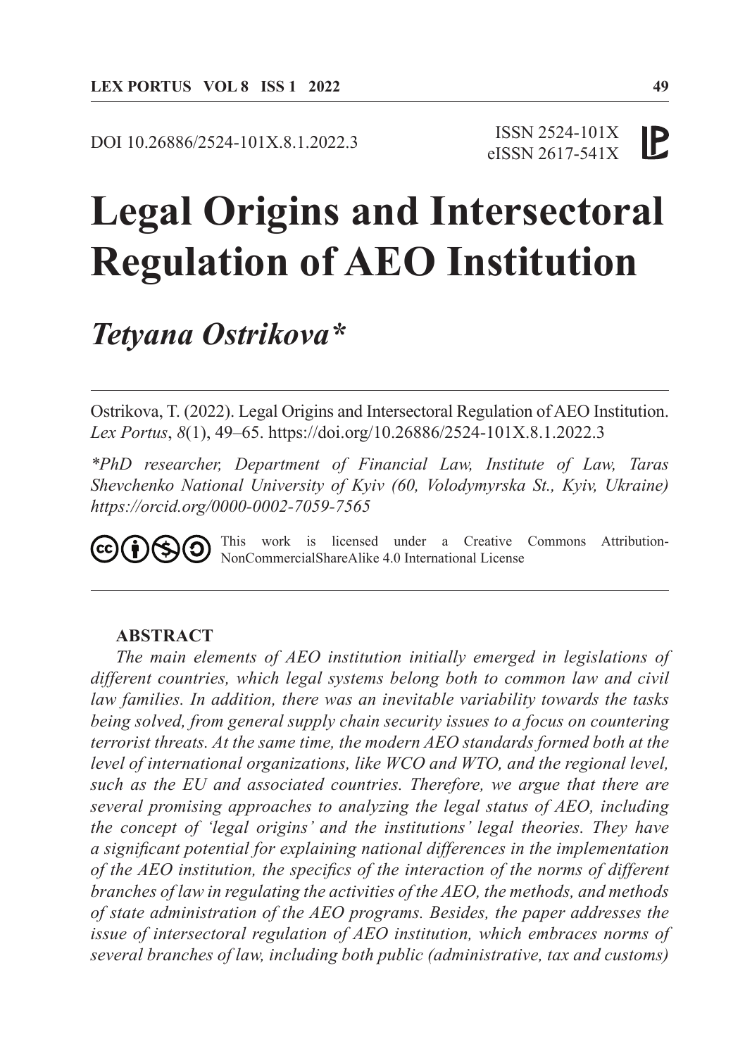DOI 10.26886/2524-101X.8.1.2022.3

ISSN 2524-101X
eISSN 2617-541X

# Legal Origins and Intersectoral Regulation of AEO Institution

## *Tetyana Ostrikova**

Ostrikova, T. (2022). Legal Origins and Intersectoral Regulation of AEO Institution. *Lex Portus*, *8*(1), 49–65. https://doi.org/10.26886/2524-101X.8.1.2022.3

**PhD researcher, Department of Financial Law, Institute of Law, Taras Shevchenko National University of Kyiv (60, Volodymyrska St., Kyiv, Ukraine) https://orcid.org/0000-0002-7059-7565*

This work is licensed under a Creative Commons Attribution-NonCommercialShareAlike 4.0 International License

### ABSTRACT

*The main elements of AEO institution initially emerged in legislations of different countries, which legal systems belong both to common law and civil law families. In addition, there was an inevitable variability towards the tasks being solved, from general supply chain security issues to a focus on countering terrorist threats. At the same time, the modern AEO standards formed both at the level of international organizations, like WCO and WTO, and the regional level, such as the EU and associated countries. Therefore, we argue that there are several promising approaches to analyzing the legal status of AEO, including the concept of 'legal origins' and the institutions' legal theories. They have a significant potential for explaining national differences in the implementation of the AEO institution, the specifics of the interaction of the norms of different branches of law in regulating the activities of the AEO, the methods, and methods of state administration of the AEO programs. Besides, the paper addresses the issue of intersectoral regulation of AEO institution, which embraces norms of several branches of law, including both public (administrative, tax and customs)*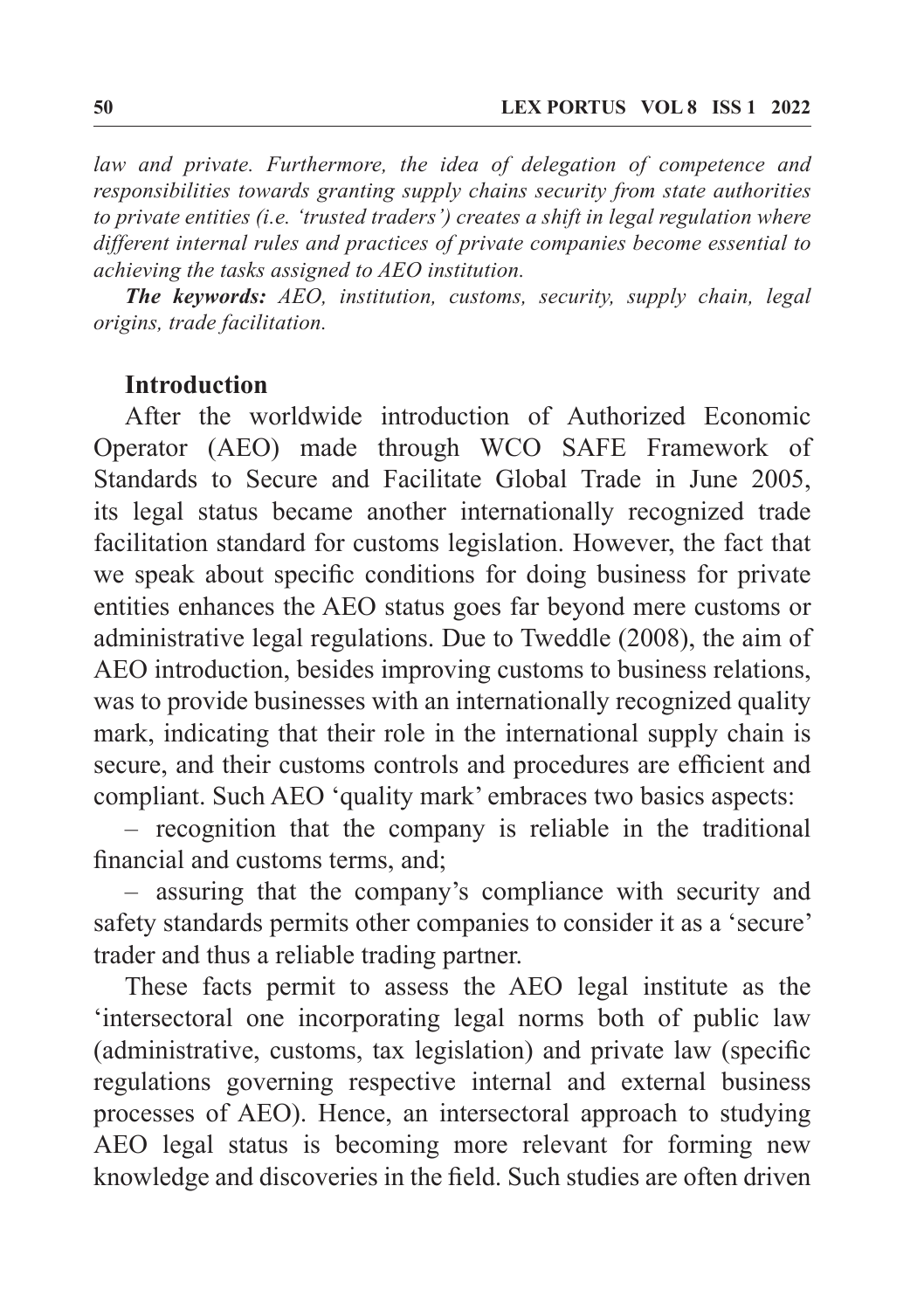*law and private. Furthermore, the idea of delegation of competence and responsibilities towards granting supply chains security from state authorities to private entities (i.e. 'trusted traders') creates a shift in legal regulation where different internal rules and practices of private companies become essential to achieving the tasks assigned to AEO institution.*

***The keywords:*** *AEO, institution, customs, security, supply chain, legal origins, trade facilitation.*

## Introduction

After the worldwide introduction of Authorized Economic Operator (AEO) made through WCO SAFE Framework of Standards to Secure and Facilitate Global Trade in June 2005, its legal status became another internationally recognized trade facilitation standard for customs legislation. However, the fact that we speak about specific conditions for doing business for private entities enhances the AEO status goes far beyond mere customs or administrative legal regulations. Due to Tweddle (2008), the aim of AEO introduction, besides improving customs to business relations, was to provide businesses with an internationally recognized quality mark, indicating that their role in the international supply chain is secure, and their customs controls and procedures are efficient and compliant. Such AEO 'quality mark' embraces two basics aspects:

– recognition that the company is reliable in the traditional financial and customs terms, and;

– assuring that the company's compliance with security and safety standards permits other companies to consider it as a 'secure' trader and thus a reliable trading partner.

These facts permit to assess the AEO legal institute as the 'intersectoral one incorporating legal norms both of public law (administrative, customs, tax legislation) and private law (specific regulations governing respective internal and external business processes of AEO). Hence, an intersectoral approach to studying AEO legal status is becoming more relevant for forming new knowledge and discoveries in the field. Such studies are often driven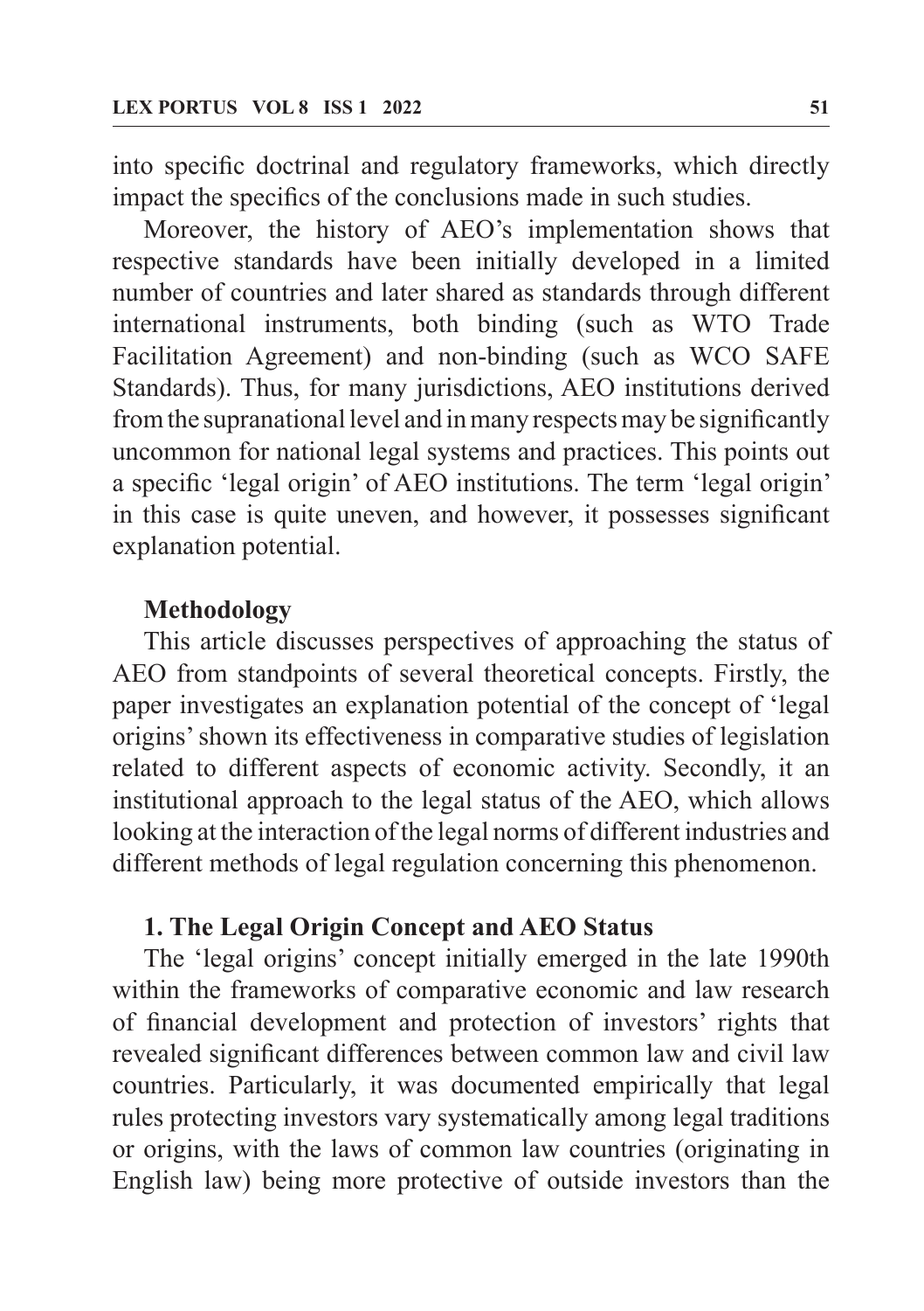into specific doctrinal and regulatory frameworks, which directly impact the specifics of the conclusions made in such studies.

Moreover, the history of AEO's implementation shows that respective standards have been initially developed in a limited number of countries and later shared as standards through different international instruments, both binding (such as WTO Trade Facilitation Agreement) and non-binding (such as WCO SAFE Standards). Thus, for many jurisdictions, AEO institutions derived from the supranational level and in many respects may be significantly uncommon for national legal systems and practices. This points out a specific 'legal origin' of AEO institutions. The term 'legal origin' in this case is quite uneven, and however, it possesses significant explanation potential.

## Methodology

This article discusses perspectives of approaching the status of AEO from standpoints of several theoretical concepts. Firstly, the paper investigates an explanation potential of the concept of 'legal origins' shown its effectiveness in comparative studies of legislation related to different aspects of economic activity. Secondly, it an institutional approach to the legal status of the AEO, which allows looking at the interaction of the legal norms of different industries and different methods of legal regulation concerning this phenomenon.

## 1. The Legal Origin Concept and AEO Status

The 'legal origins' concept initially emerged in the late 1990th within the frameworks of comparative economic and law research of financial development and protection of investors' rights that revealed significant differences between common law and civil law countries. Particularly, it was documented empirically that legal rules protecting investors vary systematically among legal traditions or origins, with the laws of common law countries (originating in English law) being more protective of outside investors than the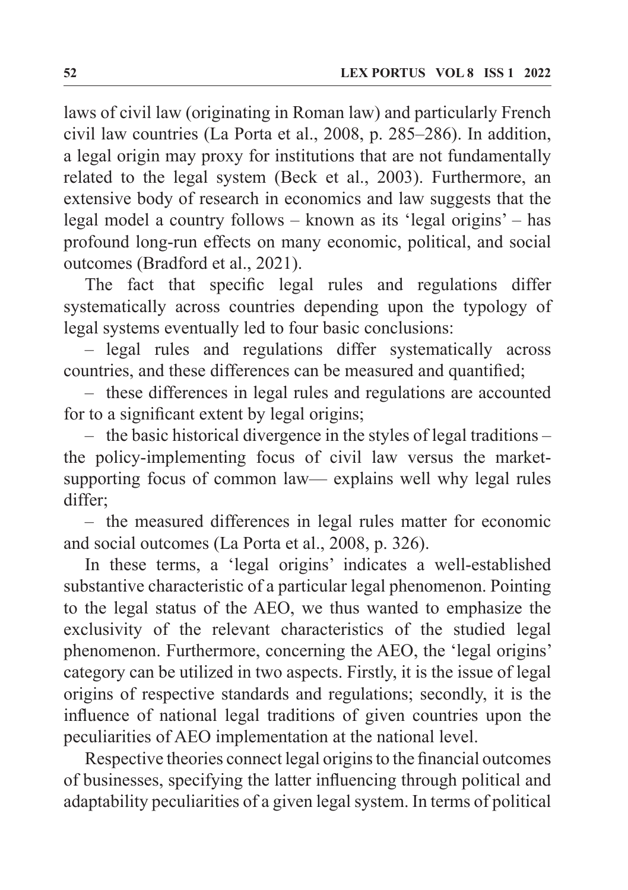laws of civil law (originating in Roman law) and particularly French civil law countries (La Porta et al., 2008, p. 285–286). In addition, a legal origin may proxy for institutions that are not fundamentally related to the legal system (Beck et al., 2003). Furthermore, an extensive body of research in economics and law suggests that the legal model a country follows – known as its 'legal origins' – has profound long-run effects on many economic, political, and social outcomes (Bradford et al., 2021).

The fact that specific legal rules and regulations differ systematically across countries depending upon the typology of legal systems eventually led to four basic conclusions:

– legal rules and regulations differ systematically across countries, and these differences can be measured and quantified;

– these differences in legal rules and regulations are accounted for to a significant extent by legal origins;

– the basic historical divergence in the styles of legal traditions – the policy-implementing focus of civil law versus the market-supporting focus of common law— explains well why legal rules differ;

– the measured differences in legal rules matter for economic and social outcomes (La Porta et al., 2008, p. 326).

In these terms, a 'legal origins' indicates a well-established substantive characteristic of a particular legal phenomenon. Pointing to the legal status of the AEO, we thus wanted to emphasize the exclusivity of the relevant characteristics of the studied legal phenomenon. Furthermore, concerning the AEO, the 'legal origins' category can be utilized in two aspects. Firstly, it is the issue of legal origins of respective standards and regulations; secondly, it is the influence of national legal traditions of given countries upon the peculiarities of AEO implementation at the national level.

Respective theories connect legal origins to the financial outcomes of businesses, specifying the latter influencing through political and adaptability peculiarities of a given legal system. In terms of political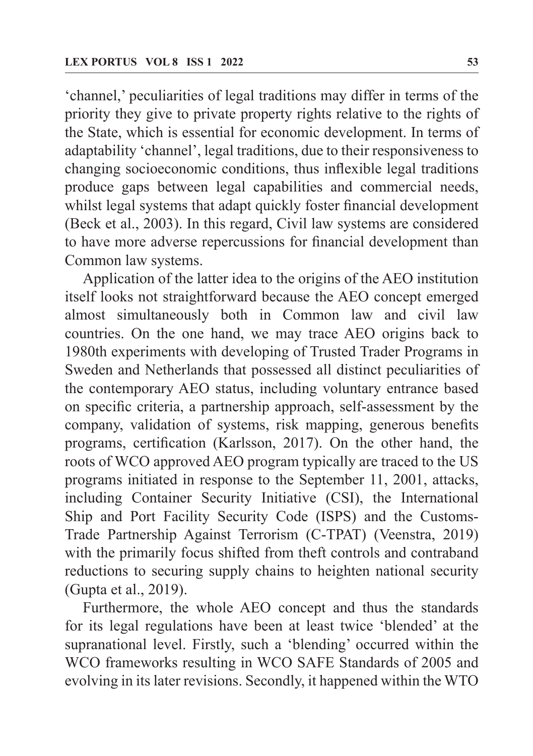'channel,' peculiarities of legal traditions may differ in terms of the priority they give to private property rights relative to the rights of the State, which is essential for economic development. In terms of adaptability 'channel', legal traditions, due to their responsiveness to changing socioeconomic conditions, thus inflexible legal traditions produce gaps between legal capabilities and commercial needs, whilst legal systems that adapt quickly foster financial development (Beck et al., 2003). In this regard, Civil law systems are considered to have more adverse repercussions for financial development than Common law systems.

Application of the latter idea to the origins of the AEO institution itself looks not straightforward because the AEO concept emerged almost simultaneously both in Common law and civil law countries. On the one hand, we may trace AEO origins back to 1980th experiments with developing of Trusted Trader Programs in Sweden and Netherlands that possessed all distinct peculiarities of the contemporary AEO status, including voluntary entrance based on specific criteria, a partnership approach, self-assessment by the company, validation of systems, risk mapping, generous benefits programs, certification (Karlsson, 2017). On the other hand, the roots of WCO approved AEO program typically are traced to the US programs initiated in response to the September 11, 2001, attacks, including Container Security Initiative (CSI), the International Ship and Port Facility Security Code (ISPS) and the Customs-Trade Partnership Against Terrorism (C-TPAT) (Veenstra, 2019) with the primarily focus shifted from theft controls and contraband reductions to securing supply chains to heighten national security (Gupta et al., 2019).

Furthermore, the whole AEO concept and thus the standards for its legal regulations have been at least twice 'blended' at the supranational level. Firstly, such a 'blending' occurred within the WCO frameworks resulting in WCO SAFE Standards of 2005 and evolving in its later revisions. Secondly, it happened within the WTO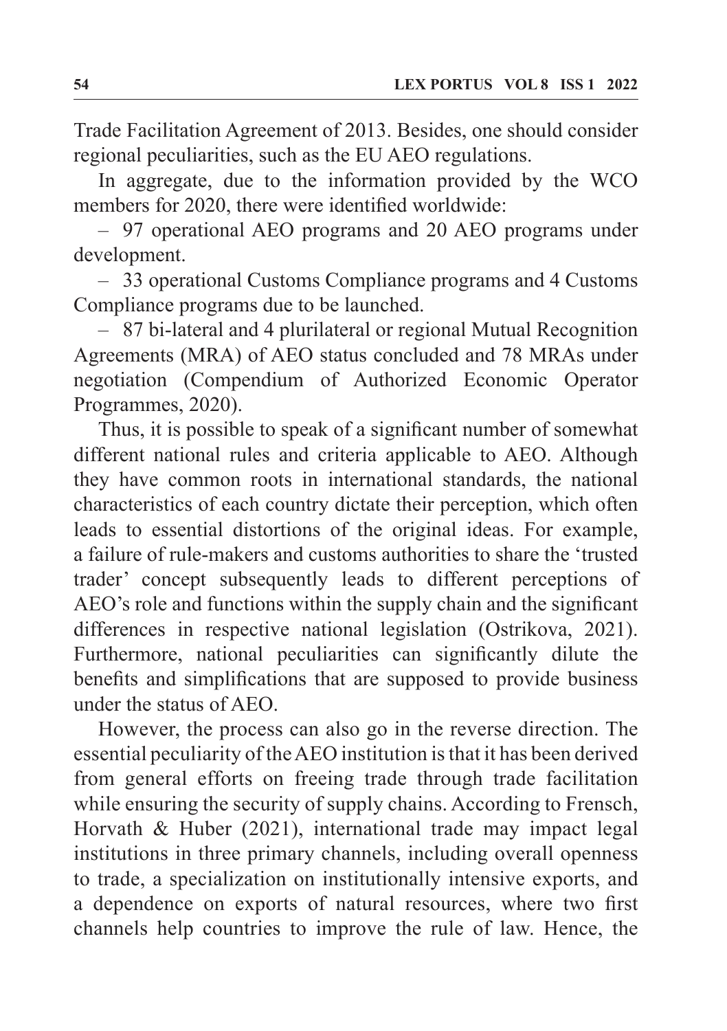Trade Facilitation Agreement of 2013. Besides, one should consider regional peculiarities, such as the EU AEO regulations.

In aggregate, due to the information provided by the WCO members for 2020, there were identified worldwide:

– 97 operational AEO programs and 20 AEO programs under development.

– 33 operational Customs Compliance programs and 4 Customs Compliance programs due to be launched.

– 87 bi-lateral and 4 plurilateral or regional Mutual Recognition Agreements (MRA) of AEO status concluded and 78 MRAs under negotiation (Compendium of Authorized Economic Operator Programmes, 2020).

Thus, it is possible to speak of a significant number of somewhat different national rules and criteria applicable to AEO. Although they have common roots in international standards, the national characteristics of each country dictate their perception, which often leads to essential distortions of the original ideas. For example, a failure of rule-makers and customs authorities to share the 'trusted trader' concept subsequently leads to different perceptions of AEO's role and functions within the supply chain and the significant differences in respective national legislation (Ostrikova, 2021). Furthermore, national peculiarities can significantly dilute the benefits and simplifications that are supposed to provide business under the status of AEO.

However, the process can also go in the reverse direction. The essential peculiarity of the AEO institution is that it has been derived from general efforts on freeing trade through trade facilitation while ensuring the security of supply chains. According to Frensch, Horvath & Huber (2021), international trade may impact legal institutions in three primary channels, including overall openness to trade, a specialization on institutionally intensive exports, and a dependence on exports of natural resources, where two first channels help countries to improve the rule of law. Hence, the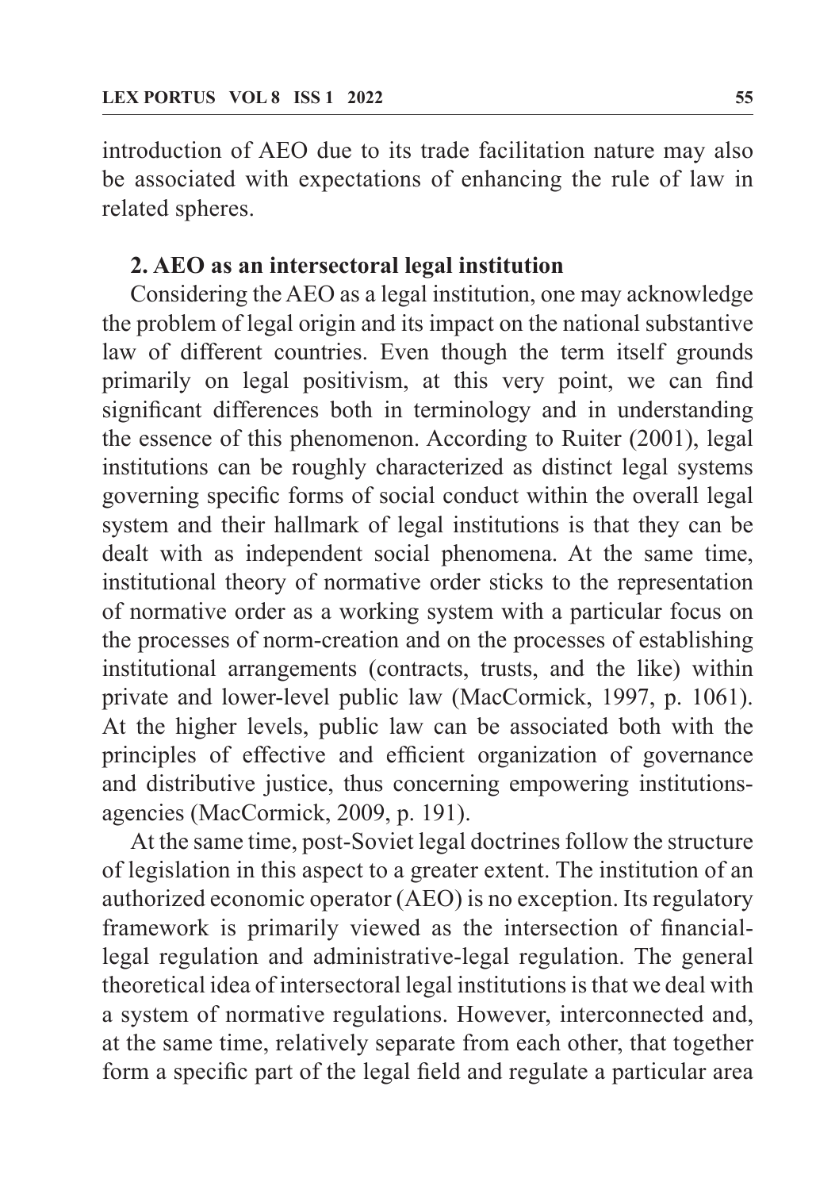introduction of AEO due to its trade facilitation nature may also be associated with expectations of enhancing the rule of law in related spheres.

## 2. AEO as an intersectoral legal institution

Considering the AEO as a legal institution, one may acknowledge the problem of legal origin and its impact on the national substantive law of different countries. Even though the term itself grounds primarily on legal positivism, at this very point, we can find significant differences both in terminology and in understanding the essence of this phenomenon. According to Ruiter (2001), legal institutions can be roughly characterized as distinct legal systems governing specific forms of social conduct within the overall legal system and their hallmark of legal institutions is that they can be dealt with as independent social phenomena. At the same time, institutional theory of normative order sticks to the representation of normative order as a working system with a particular focus on the processes of norm-creation and on the processes of establishing institutional arrangements (contracts, trusts, and the like) within private and lower-level public law (MacCormick, 1997, p. 1061). At the higher levels, public law can be associated both with the principles of effective and efficient organization of governance and distributive justice, thus concerning empowering institutions-agencies (MacCormick, 2009, p. 191).

At the same time, post-Soviet legal doctrines follow the structure of legislation in this aspect to a greater extent. The institution of an authorized economic operator (AEO) is no exception. Its regulatory framework is primarily viewed as the intersection of financial-legal regulation and administrative-legal regulation. The general theoretical idea of intersectoral legal institutions is that we deal with a system of normative regulations. However, interconnected and, at the same time, relatively separate from each other, that together form a specific part of the legal field and regulate a particular area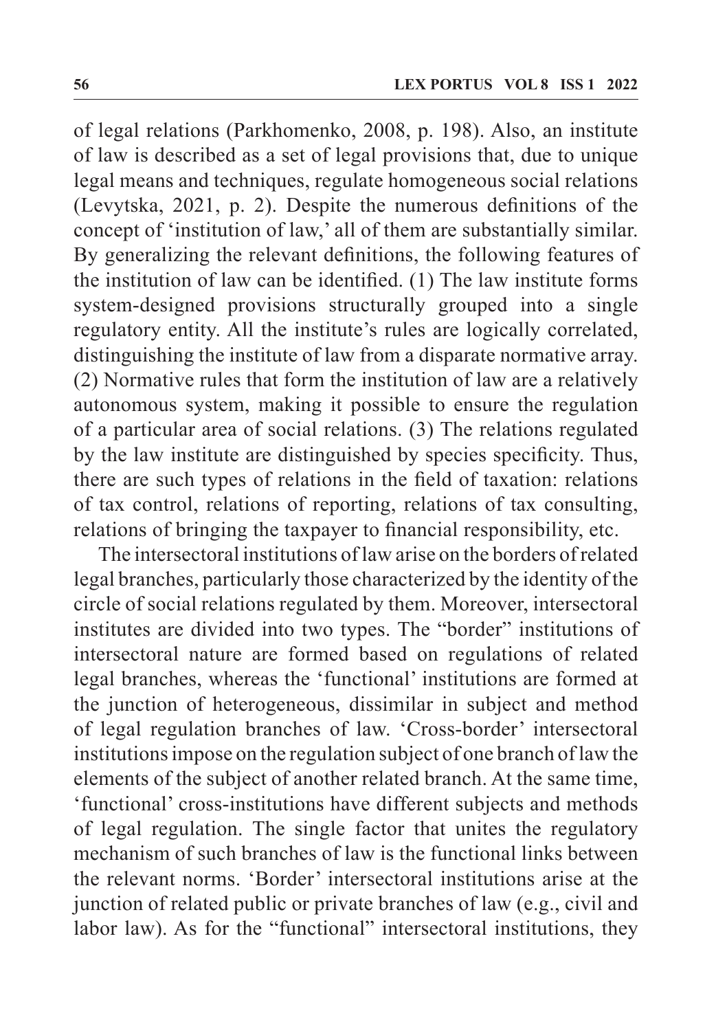of legal relations (Parkhomenko, 2008, p. 198). Also, an institute of law is described as a set of legal provisions that, due to unique legal means and techniques, regulate homogeneous social relations (Levytska, 2021, p. 2). Despite the numerous definitions of the concept of 'institution of law,' all of them are substantially similar. By generalizing the relevant definitions, the following features of the institution of law can be identified. (1) The law institute forms system-designed provisions structurally grouped into a single regulatory entity. All the institute's rules are logically correlated, distinguishing the institute of law from a disparate normative array. (2) Normative rules that form the institution of law are a relatively autonomous system, making it possible to ensure the regulation of a particular area of social relations. (3) The relations regulated by the law institute are distinguished by species specificity. Thus, there are such types of relations in the field of taxation: relations of tax control, relations of reporting, relations of tax consulting, relations of bringing the taxpayer to financial responsibility, etc.

The intersectoral institutions of law arise on the borders of related legal branches, particularly those characterized by the identity of the circle of social relations regulated by them. Moreover, intersectoral institutes are divided into two types. The "border" institutions of intersectoral nature are formed based on regulations of related legal branches, whereas the 'functional' institutions are formed at the junction of heterogeneous, dissimilar in subject and method of legal regulation branches of law. 'Cross-border' intersectoral institutions impose on the regulation subject of one branch of law the elements of the subject of another related branch. At the same time, 'functional' cross-institutions have different subjects and methods of legal regulation. The single factor that unites the regulatory mechanism of such branches of law is the functional links between the relevant norms. 'Border' intersectoral institutions arise at the junction of related public or private branches of law (e.g., civil and labor law). As for the "functional" intersectoral institutions, they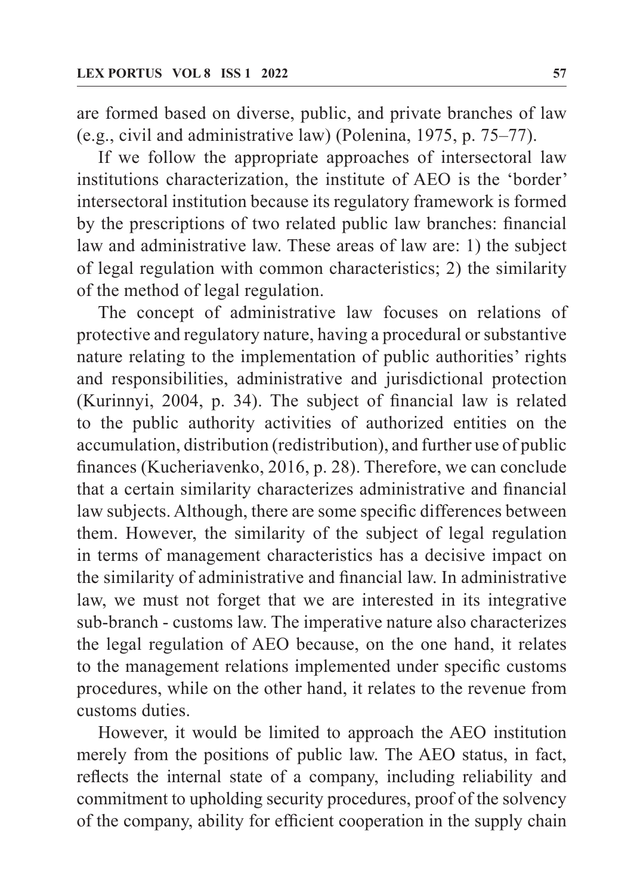are formed based on diverse, public, and private branches of law (e.g., civil and administrative law) (Polenina, 1975, p. 75–77).

If we follow the appropriate approaches of intersectoral law institutions characterization, the institute of AEO is the 'border' intersectoral institution because its regulatory framework is formed by the prescriptions of two related public law branches: financial law and administrative law. These areas of law are: 1) the subject of legal regulation with common characteristics; 2) the similarity of the method of legal regulation.

The concept of administrative law focuses on relations of protective and regulatory nature, having a procedural or substantive nature relating to the implementation of public authorities' rights and responsibilities, administrative and jurisdictional protection (Kurinnyi, 2004, p. 34). The subject of financial law is related to the public authority activities of authorized entities on the accumulation, distribution (redistribution), and further use of public finances (Kucheriavenko, 2016, p. 28). Therefore, we can conclude that a certain similarity characterizes administrative and financial law subjects. Although, there are some specific differences between them. However, the similarity of the subject of legal regulation in terms of management characteristics has a decisive impact on the similarity of administrative and financial law. In administrative law, we must not forget that we are interested in its integrative sub-branch - customs law. The imperative nature also characterizes the legal regulation of AEO because, on the one hand, it relates to the management relations implemented under specific customs procedures, while on the other hand, it relates to the revenue from customs duties.

However, it would be limited to approach the AEO institution merely from the positions of public law. The AEO status, in fact, reflects the internal state of a company, including reliability and commitment to upholding security procedures, proof of the solvency of the company, ability for efficient cooperation in the supply chain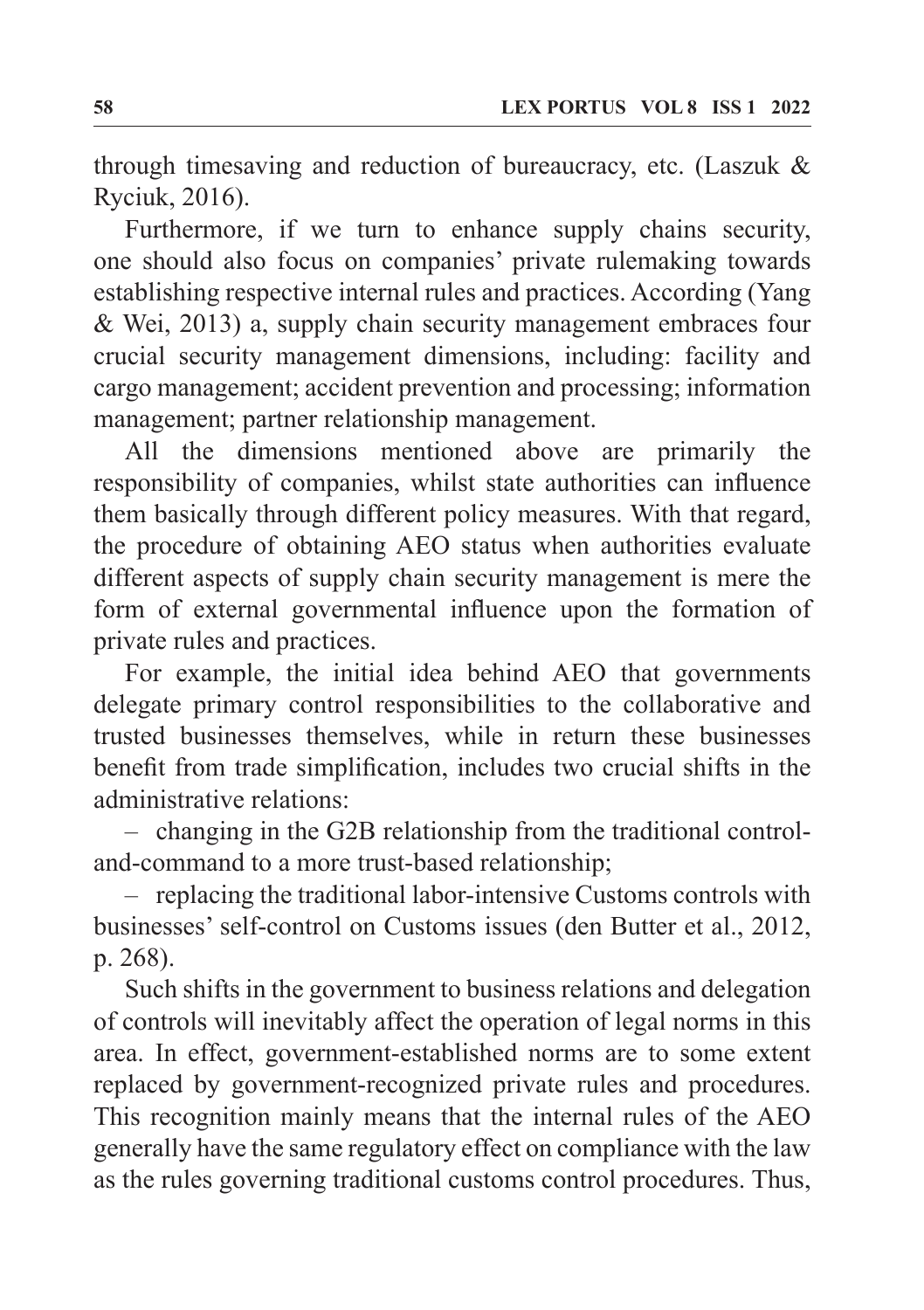through timesaving and reduction of bureaucracy, etc. (Laszuk & Ryciuk, 2016).

Furthermore, if we turn to enhance supply chains security, one should also focus on companies' private rulemaking towards establishing respective internal rules and practices. According (Yang & Wei, 2013) a, supply chain security management embraces four crucial security management dimensions, including: facility and cargo management; accident prevention and processing; information management; partner relationship management.

All the dimensions mentioned above are primarily the responsibility of companies, whilst state authorities can influence them basically through different policy measures. With that regard, the procedure of obtaining AEO status when authorities evaluate different aspects of supply chain security management is mere the form of external governmental influence upon the formation of private rules and practices.

For example, the initial idea behind AEO that governments delegate primary control responsibilities to the collaborative and trusted businesses themselves, while in return these businesses benefit from trade simplification, includes two crucial shifts in the administrative relations:

– changing in the G2B relationship from the traditional control-and-command to a more trust-based relationship;

– replacing the traditional labor-intensive Customs controls with businesses' self-control on Customs issues (den Butter et al., 2012, p. 268).

Such shifts in the government to business relations and delegation of controls will inevitably affect the operation of legal norms in this area. In effect, government-established norms are to some extent replaced by government-recognized private rules and procedures. This recognition mainly means that the internal rules of the AEO generally have the same regulatory effect on compliance with the law as the rules governing traditional customs control procedures. Thus,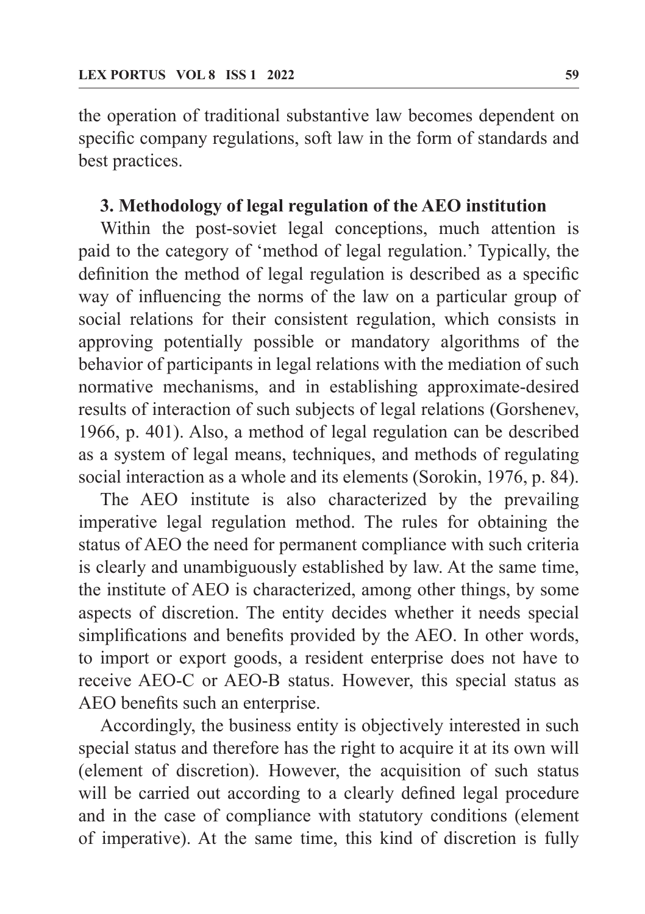the operation of traditional substantive law becomes dependent on specific company regulations, soft law in the form of standards and best practices.

## 3. Methodology of legal regulation of the AEO institution

Within the post-soviet legal conceptions, much attention is paid to the category of 'method of legal regulation.' Typically, the definition the method of legal regulation is described as a specific way of influencing the norms of the law on a particular group of social relations for their consistent regulation, which consists in approving potentially possible or mandatory algorithms of the behavior of participants in legal relations with the mediation of such normative mechanisms, and in establishing approximate-desired results of interaction of such subjects of legal relations (Gorshenev, 1966, p. 401). Also, a method of legal regulation can be described as a system of legal means, techniques, and methods of regulating social interaction as a whole and its elements (Sorokin, 1976, p. 84).

The AEO institute is also characterized by the prevailing imperative legal regulation method. The rules for obtaining the status of AEO the need for permanent compliance with such criteria is clearly and unambiguously established by law. At the same time, the institute of AEO is characterized, among other things, by some aspects of discretion. The entity decides whether it needs special simplifications and benefits provided by the AEO. In other words, to import or export goods, a resident enterprise does not have to receive AEO-C or AEO-B status. However, this special status as AEO benefits such an enterprise.

Accordingly, the business entity is objectively interested in such special status and therefore has the right to acquire it at its own will (element of discretion). However, the acquisition of such status will be carried out according to a clearly defined legal procedure and in the case of compliance with statutory conditions (element of imperative). At the same time, this kind of discretion is fully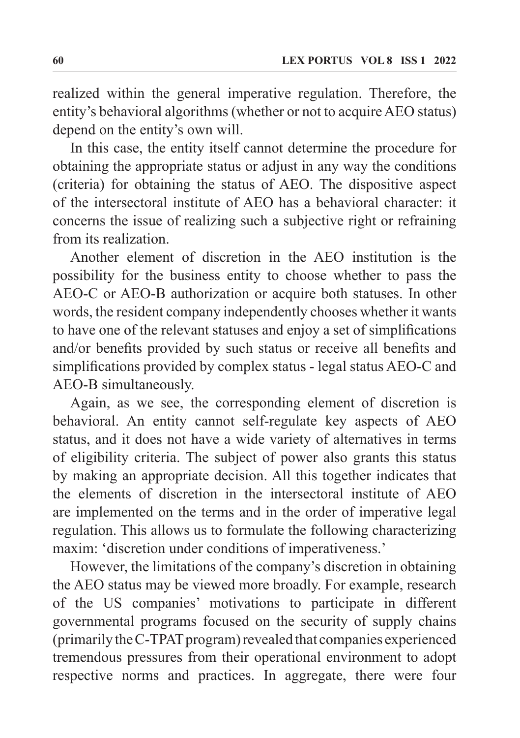realized within the general imperative regulation. Therefore, the entity's behavioral algorithms (whether or not to acquire AEO status) depend on the entity's own will.

In this case, the entity itself cannot determine the procedure for obtaining the appropriate status or adjust in any way the conditions (criteria) for obtaining the status of AEO. The dispositive aspect of the intersectoral institute of AEO has a behavioral character: it concerns the issue of realizing such a subjective right or refraining from its realization.

Another element of discretion in the AEO institution is the possibility for the business entity to choose whether to pass the AEO-C or AEO-B authorization or acquire both statuses. In other words, the resident company independently chooses whether it wants to have one of the relevant statuses and enjoy a set of simplifications and/or benefits provided by such status or receive all benefits and simplifications provided by complex status - legal status AEO-C and AEO-B simultaneously.

Again, as we see, the corresponding element of discretion is behavioral. An entity cannot self-regulate key aspects of AEO status, and it does not have a wide variety of alternatives in terms of eligibility criteria. The subject of power also grants this status by making an appropriate decision. All this together indicates that the elements of discretion in the intersectoral institute of AEO are implemented on the terms and in the order of imperative legal regulation. This allows us to formulate the following characterizing maxim: 'discretion under conditions of imperativeness.'

However, the limitations of the company's discretion in obtaining the AEO status may be viewed more broadly. For example, research of the US companies' motivations to participate in different governmental programs focused on the security of supply chains (primarily the C-TPAT program) revealed that companies experienced tremendous pressures from their operational environment to adopt respective norms and practices. In aggregate, there were four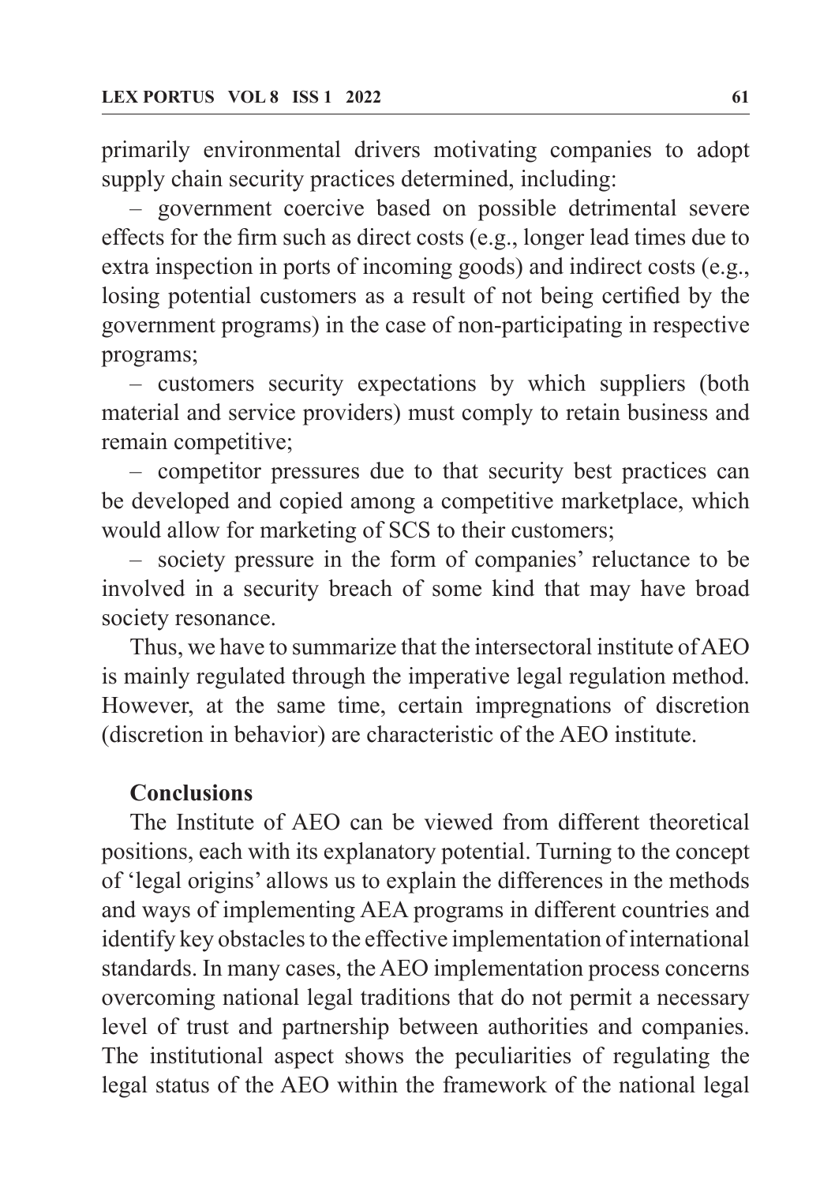primarily environmental drivers motivating companies to adopt supply chain security practices determined, including:

– government coercive based on possible detrimental severe effects for the firm such as direct costs (e.g., longer lead times due to extra inspection in ports of incoming goods) and indirect costs (e.g., losing potential customers as a result of not being certified by the government programs) in the case of non-participating in respective programs;

– customers security expectations by which suppliers (both material and service providers) must comply to retain business and remain competitive;

– competitor pressures due to that security best practices can be developed and copied among a competitive marketplace, which would allow for marketing of SCS to their customers;

– society pressure in the form of companies' reluctance to be involved in a security breach of some kind that may have broad society resonance.

Thus, we have to summarize that the intersectoral institute of AEO is mainly regulated through the imperative legal regulation method. However, at the same time, certain impregnations of discretion (discretion in behavior) are characteristic of the AEO institute.

## Conclusions

The Institute of AEO can be viewed from different theoretical positions, each with its explanatory potential. Turning to the concept of 'legal origins' allows us to explain the differences in the methods and ways of implementing AEA programs in different countries and identify key obstacles to the effective implementation of international standards. In many cases, the AEO implementation process concerns overcoming national legal traditions that do not permit a necessary level of trust and partnership between authorities and companies. The institutional aspect shows the peculiarities of regulating the legal status of the AEO within the framework of the national legal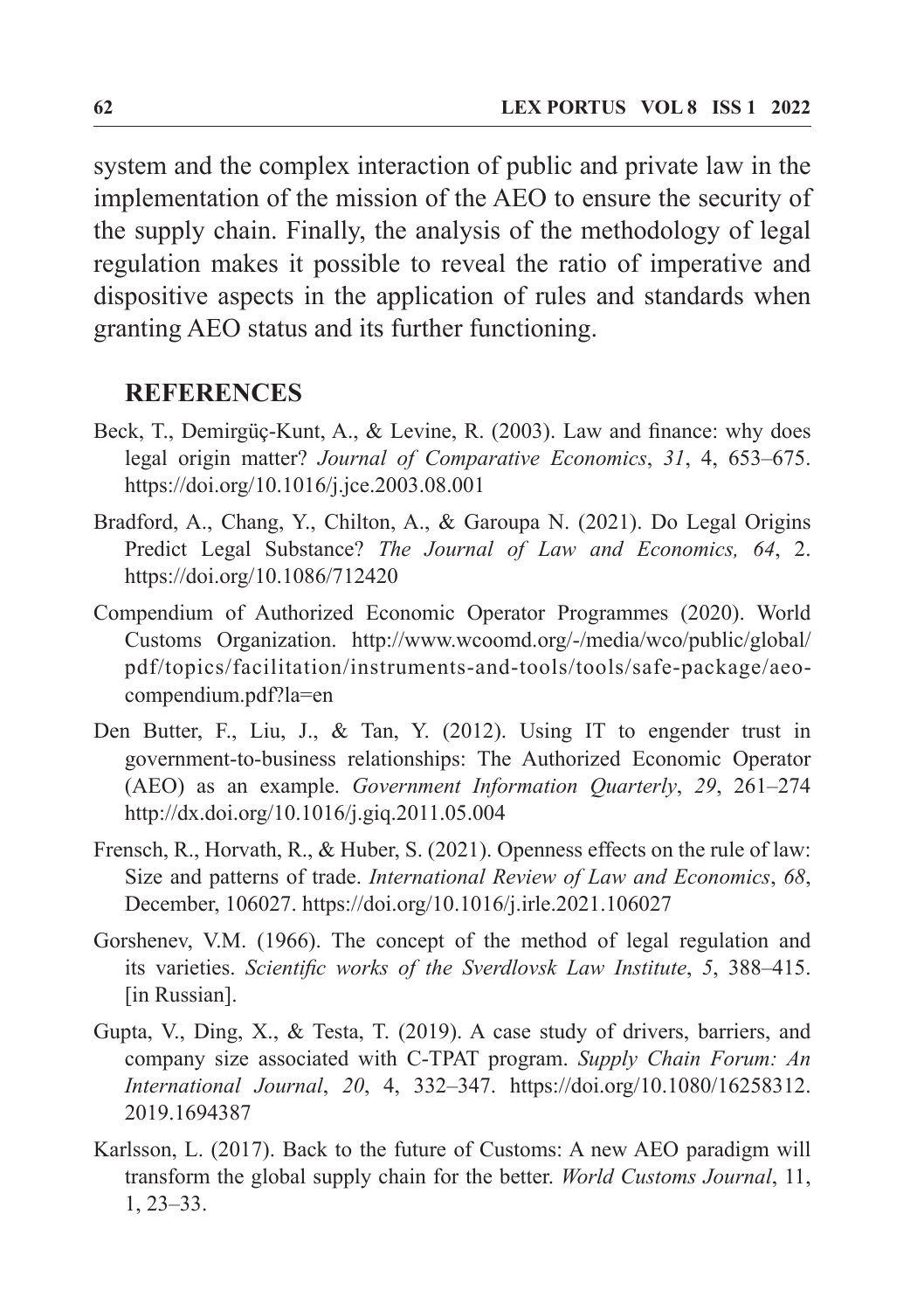system and the complex interaction of public and private law in the implementation of the mission of the AEO to ensure the security of the supply chain. Finally, the analysis of the methodology of legal regulation makes it possible to reveal the ratio of imperative and dispositive aspects in the application of rules and standards when granting AEO status and its further functioning.

## REFERENCES

Beck, T., Demirgüç-Kunt, A., & Levine, R. (2003). Law and finance: why does legal origin matter? *Journal of Comparative Economics*, *31*, 4, 653–675. https://doi.org/10.1016/j.jce.2003.08.001

Bradford, A., Chang, Y., Chilton, A., & Garoupa N. (2021). Do Legal Origins Predict Legal Substance? *The Journal of Law and Economics, 64*, 2. https://doi.org/10.1086/712420

Compendium of Authorized Economic Operator Programmes (2020). World Customs Organization. http://www.wcoomd.org/-/media/wco/public/global/pdf/topics/facilitation/instruments-and-tools/tools/safe-package/aeo-compendium.pdf?la=en

Den Butter, F., Liu, J., & Tan, Y. (2012). Using IT to engender trust in government-to-business relationships: The Authorized Economic Operator (AEO) as an example. *Government Information Quarterly*, *29*, 261–274 http://dx.doi.org/10.1016/j.giq.2011.05.004

Frensch, R., Horvath, R., & Huber, S. (2021). Openness effects on the rule of law: Size and patterns of trade. *International Review of Law and Economics*, *68*, December, 106027. https://doi.org/10.1016/j.irle.2021.106027

Gorshenev, V.M. (1966). The concept of the method of legal regulation and its varieties. *Scientific works of the Sverdlovsk Law Institute*, *5*, 388–415. [in Russian].

Gupta, V., Ding, X., & Testa, T. (2019). A case study of drivers, barriers, and company size associated with C-TPAT program. *Supply Chain Forum: An International Journal*, *20*, 4, 332–347. https://doi.org/10.1080/16258312.2019.1694387

Karlsson, L. (2017). Back to the future of Customs: A new AEO paradigm will transform the global supply chain for the better. *World Customs Journal*, 11, 1, 23–33.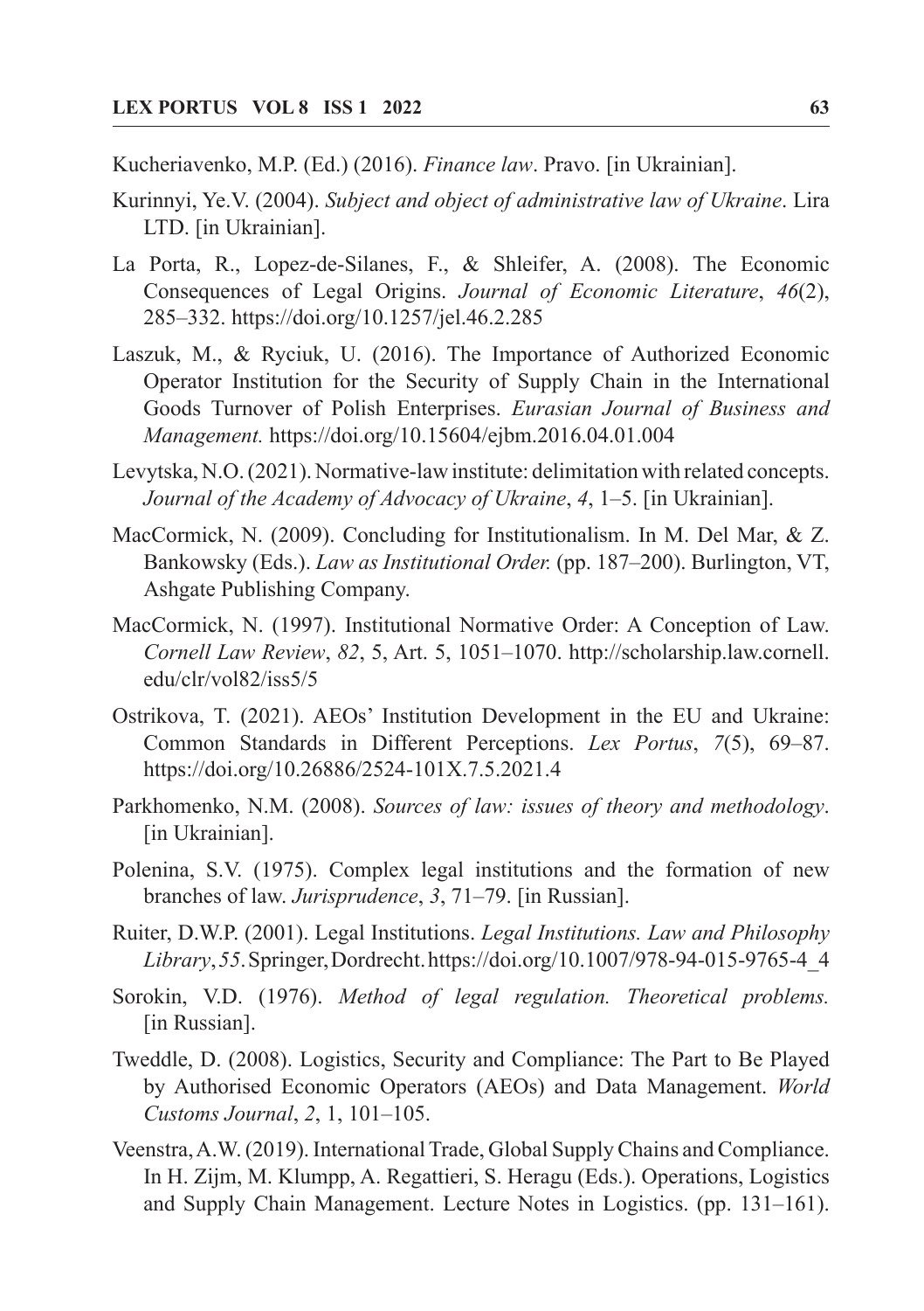Kucheriavenko, M.P. (Ed.) (2016). *Finance law*. Pravo. [in Ukrainian].

Kurinnyi, Ye.V. (2004). *Subject and object of administrative law of Ukraine*. Lira LTD. [in Ukrainian].

La Porta, R., Lopez-de-Silanes, F., & Shleifer, A. (2008). The Economic Consequences of Legal Origins. *Journal of Economic Literature*, *46*(2), 285–332. https://doi.org/10.1257/jel.46.2.285

Laszuk, M., & Ryciuk, U. (2016). The Importance of Authorized Economic Operator Institution for the Security of Supply Chain in the International Goods Turnover of Polish Enterprises. *Eurasian Journal of Business and Management.* https://doi.org/10.15604/ejbm.2016.04.01.004

Levytska, N.O. (2021). Normative-law institute: delimitation with related concepts. *Journal of the Academy of Advocacy of Ukraine*, *4*, 1–5. [in Ukrainian].

MacCormick, N. (2009). Concluding for Institutionalism. In M. Del Mar, & Z. Bankowsky (Eds.). *Law as Institutional Order.* (pp. 187–200). Burlington, VT, Ashgate Publishing Company.

MacCormick, N. (1997). Institutional Normative Order: A Conception of Law. *Cornell Law Review*, *82*, 5, Art. 5, 1051–1070. http://scholarship.law.cornell.edu/clr/vol82/iss5/5

Ostrikova, T. (2021). AEOs' Institution Development in the EU and Ukraine: Common Standards in Different Perceptions. *Lex Portus*, *7*(5), 69–87. https://doi.org/10.26886/2524-101X.7.5.2021.4

Parkhomenko, N.M. (2008). *Sources of law: issues of theory and methodology*. [in Ukrainian].

Polenina, S.V. (1975). Complex legal institutions and the formation of new branches of law. *Jurisprudence*, *3*, 71–79. [in Russian].

Ruiter, D.W.P. (2001). Legal Institutions. *Legal Institutions. Law and Philosophy Library*, *55*. Springer, Dordrecht. https://doi.org/10.1007/978-94-015-9765-4_4

Sorokin, V.D. (1976). *Method of legal regulation. Theoretical problems.* [in Russian].

Tweddle, D. (2008). Logistics, Security and Compliance: The Part to Be Played by Authorised Economic Operators (AEOs) and Data Management. *World Customs Journal*, *2*, 1, 101–105.

Veenstra, A.W. (2019). International Trade, Global Supply Chains and Compliance. In H. Zijm, M. Klumpp, A. Regattieri, S. Heragu (Eds.). Operations, Logistics and Supply Chain Management. Lecture Notes in Logistics. (pp. 131–161).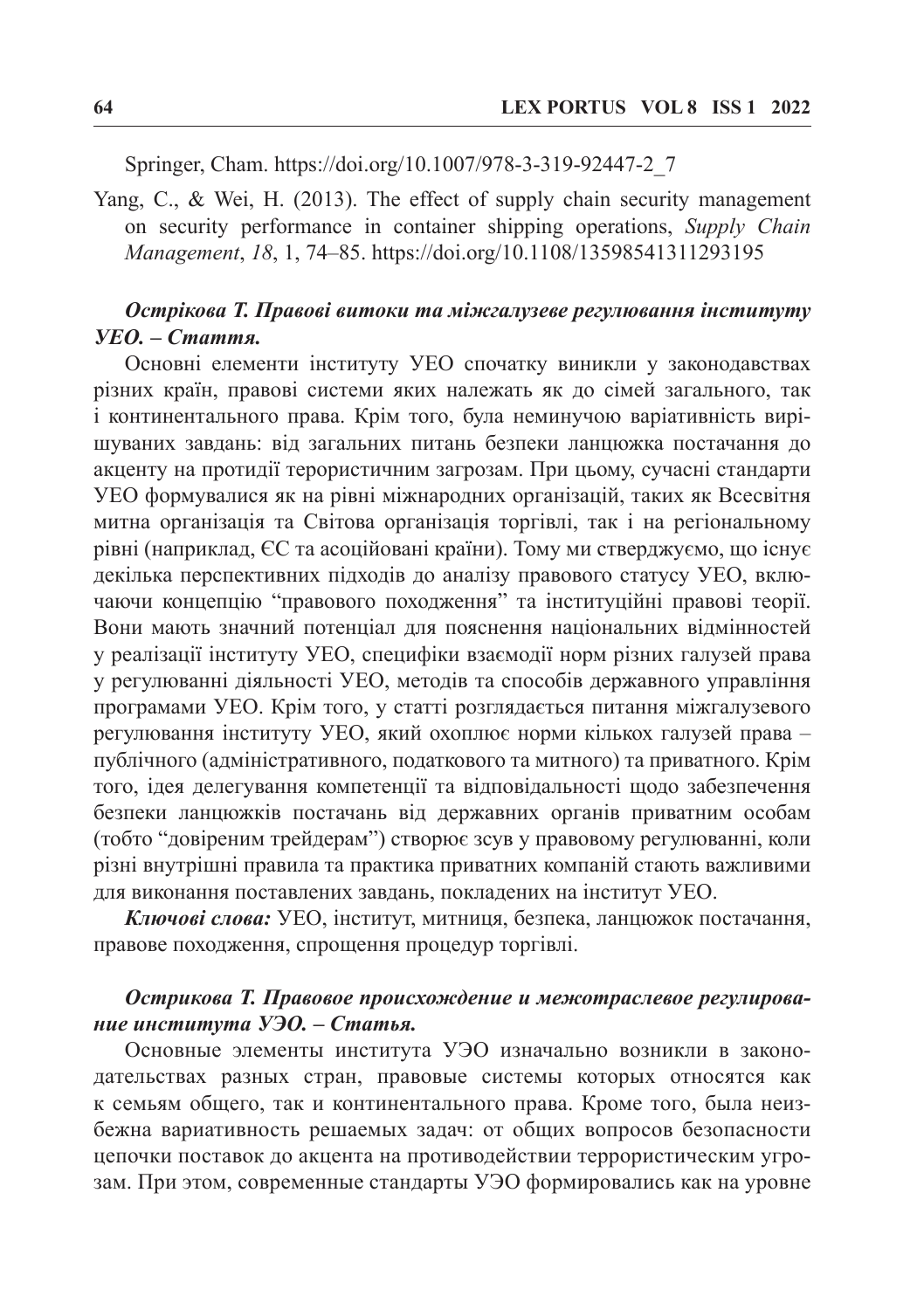Springer, Cham. https://doi.org/10.1007/978-3-319-92447-2_7

Yang, C., & Wei, H. (2013). The effect of supply chain security management on security performance in container shipping operations, *Supply Chain Management*, *18*, 1, 74–85. https://doi.org/10.1108/13598541311293195

***Острікова Т. Правові витоки та міжгалузеве регулювання інституту УЕО. – Стаття.***

Основні елементи інституту УЕО спочатку виникли у законодавствах різних країн, правові системи яких належать як до сімей загального, так і континентального права. Крім того, була неминучою варіативність вирішуваних завдань: від загальних питань безпеки ланцюжка постачання до акценту на протидії терористичним загрозам. При цьому, сучасні стандарти УЕО формувалися як на рівні міжнародних організацій, таких як Всесвітня митна організація та Світова організація торгівлі, так і на регіональному рівні (наприклад, ЄС та асоційовані країни). Тому ми стверджуємо, що існує декілька перспективних підходів до аналізу правового статусу УЕО, включаючи концепцію "правового походження" та інституційні правові теорії. Вони мають значний потенціал для пояснення національних відмінностей у реалізації інституту УЕО, специфіки взаємодії норм різних галузей права у регулюванні діяльності УЕО, методів та способів державного управління програмами УЕО. Крім того, у статті розглядається питання міжгалузевого регулювання інституту УЕО, який охоплює норми кількох галузей права – публічного (адміністративного, податкового та митного) та приватного. Крім того, ідея делегування компетенції та відповідальності щодо забезпечення безпеки ланцюжків постачань від державних органів приватним особам (тобто "довіреним трейдерам") створює зсув у правовому регулюванні, коли різні внутрішні правила та практика приватних компаній стають важливими для виконання поставлених завдань, покладених на інститут УЕО.

***Ключові слова:*** УЕО, інститут, митниця, безпека, ланцюжок постачання, правове походження, спрощення процедур торгівлі.

***Острикова Т. Правовое происхождение и межотраслевое регулирование института УЭО. – Статья.***

Основные элементы института УЭО изначально возникли в законодательствах разных стран, правовые системы которых относятся как к семьям общего, так и континентального права. Кроме того, была неизбежна вариативность решаемых задач: от общих вопросов безопасности цепочки поставок до акцента на противодействии террористическим угрозам. При этом, современные стандарты УЭО формировались как на уровне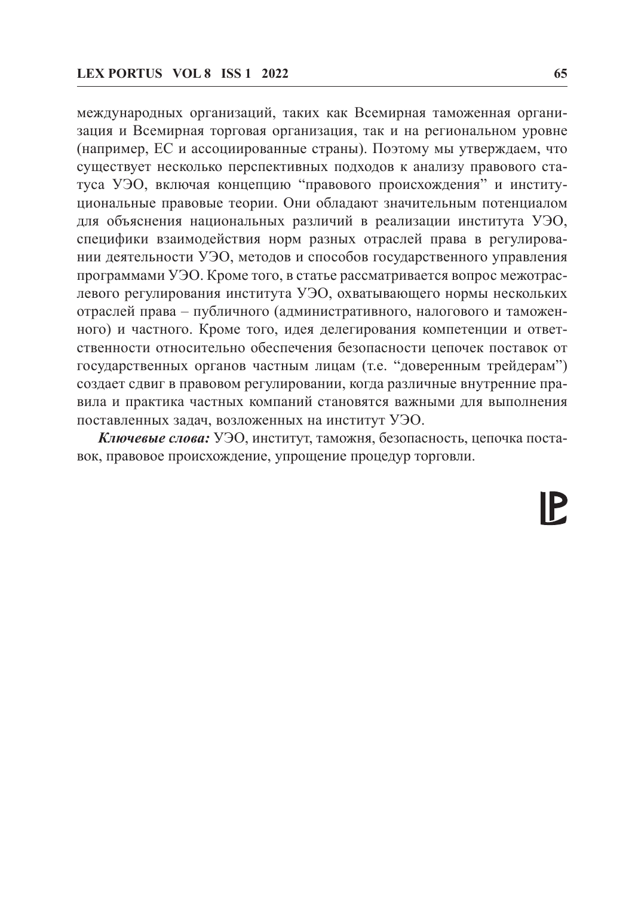международных организаций, таких как Всемирная таможенная организация и Всемирная торговая организация, так и на региональном уровне (например, ЕС и ассоциированные страны). Поэтому мы утверждаем, что существует несколько перспективных подходов к анализу правового статуса УЭО, включая концепцию "правового происхождения" и институциональные правовые теории. Они обладают значительным потенциалом для объяснения национальных различий в реализации института УЭО, специфики взаимодействия норм разных отраслей права в регулировании деятельности УЭО, методов и способов государственного управления программами УЭО. Кроме того, в статье рассматривается вопрос межотраслевого регулирования института УЭО, охватывающего нормы нескольких отраслей права – публичного (административного, налогового и таможенного) и частного. Кроме того, идея делегирования компетенции и ответственности относительно обеспечения безопасности цепочек поставок от государственных органов частным лицам (т.е. "доверенным трейдерам") создает сдвиг в правовом регулировании, когда различные внутренние правила и практика частных компаний становятся важными для выполнения поставленных задач, возложенных на институт УЭО.

***Ключевые слова:*** УЭО, институт, таможня, безопасность, цепочка поставок, правовое происхождение, упрощение процедур торговли.